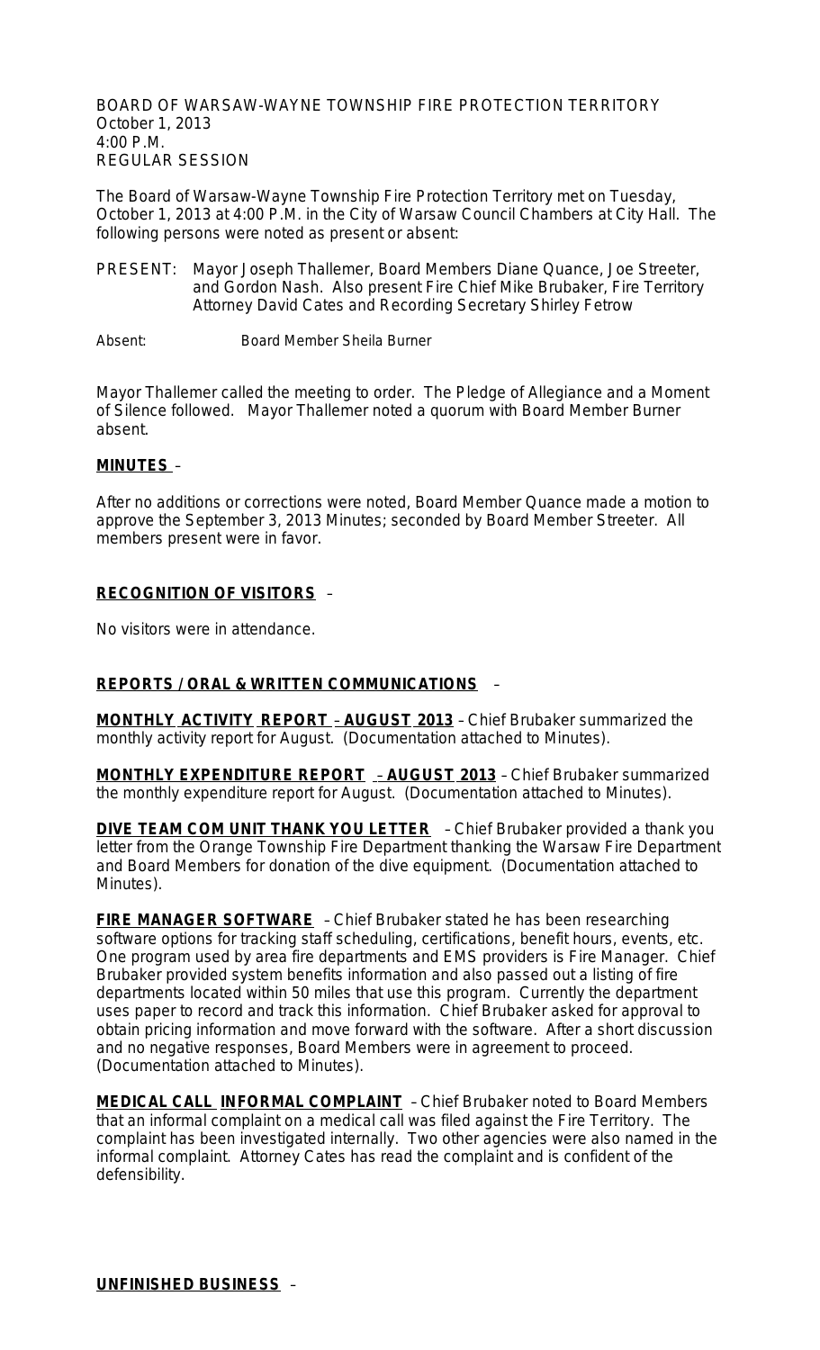BOARD OF WARSAW-WAYNE TOWNSHIP FIRE PROTECTION TERRITORY
October 1, 2013
4:00 P.M.
REGULAR SESSION

The Board of Warsaw-Wayne Township Fire Protection Territory met on Tuesday, October 1, 2013 at 4:00 P.M. in the City of Warsaw Council Chambers at City Hall. The following persons were noted as present or absent:

PRESENT: Mayor Joseph Thallemer, Board Members Diane Quance, Joe Streeter, and Gordon Nash. Also present Fire Chief Mike Brubaker, Fire Territory Attorney David Cates and Recording Secretary Shirley Fetrow

Absent: Board Member Sheila Burner

Mayor Thallemer called the meeting to order. The Pledge of Allegiance and a Moment of Silence followed. Mayor Thallemer noted a quorum with Board Member Burner absent.

**MINUTES** –

After no additions or corrections were noted, Board Member Quance made a motion to approve the September 3, 2013 Minutes; seconded by Board Member Streeter. All members present were in favor.

**RECOGNITION OF VISITORS** –

No visitors were in attendance.

**REPORTS / ORAL & WRITTEN COMMUNICATIONS** –

**MONTHLY ACTIVITY REPORT – AUGUST 2013** – Chief Brubaker summarized the monthly activity report for August. (Documentation attached to Minutes).

**MONTHLY EXPENDITURE REPORT – AUGUST 2013** – Chief Brubaker summarized the monthly expenditure report for August. (Documentation attached to Minutes).

**DIVE TEAM COM UNIT THANK YOU LETTER** – Chief Brubaker provided a thank you letter from the Orange Township Fire Department thanking the Warsaw Fire Department and Board Members for donation of the dive equipment. (Documentation attached to Minutes).

**FIRE MANAGER SOFTWARE** – Chief Brubaker stated he has been researching software options for tracking staff scheduling, certifications, benefit hours, events, etc. One program used by area fire departments and EMS providers is Fire Manager. Chief Brubaker provided system benefits information and also passed out a listing of fire departments located within 50 miles that use this program. Currently the department uses paper to record and track this information. Chief Brubaker asked for approval to obtain pricing information and move forward with the software. After a short discussion and no negative responses, Board Members were in agreement to proceed. (Documentation attached to Minutes).

**MEDICAL CALL INFORMAL COMPLAINT** – Chief Brubaker noted to Board Members that an informal complaint on a medical call was filed against the Fire Territory. The complaint has been investigated internally. Two other agencies were also named in the informal complaint. Attorney Cates has read the complaint and is confident of the defensibility.

**UNFINISHED BUSINESS** –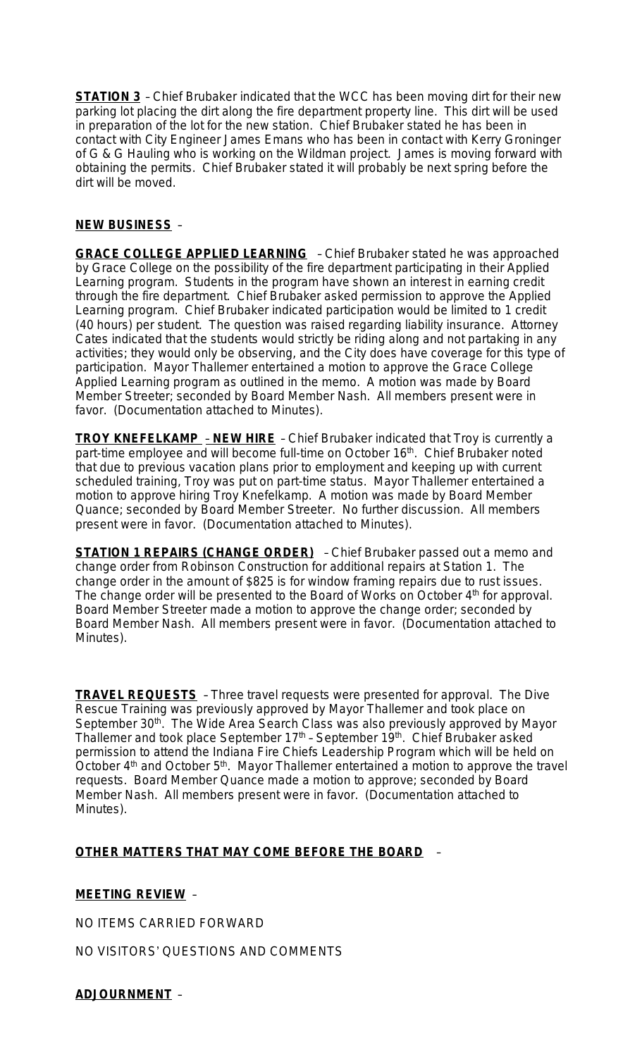**STATION 3** – Chief Brubaker indicated that the WCC has been moving dirt for their new parking lot placing the dirt along the fire department property line. This dirt will be used in preparation of the lot for the new station. Chief Brubaker stated he has been in contact with City Engineer James Emans who has been in contact with Kerry Groninger of G & G Hauling who is working on the Wildman project. James is moving forward with obtaining the permits. Chief Brubaker stated it will probably be next spring before the dirt will be moved.

**NEW BUSINESS** –

**GRACE COLLEGE APPLIED LEARNING** – Chief Brubaker stated he was approached by Grace College on the possibility of the fire department participating in their Applied Learning program. Students in the program have shown an interest in earning credit through the fire department. Chief Brubaker asked permission to approve the Applied Learning program. Chief Brubaker indicated participation would be limited to 1 credit (40 hours) per student. The question was raised regarding liability insurance. Attorney Cates indicated that the students would strictly be riding along and not partaking in any activities; they would only be observing, and the City does have coverage for this type of participation. Mayor Thallemer entertained a motion to approve the Grace College Applied Learning program as outlined in the memo. A motion was made by Board Member Streeter; seconded by Board Member Nash. All members present were in favor. (Documentation attached to Minutes).

**TROY KNEFELKAMP – NEW HIRE** – Chief Brubaker indicated that Troy is currently a part-time employee and will become full-time on October 16th. Chief Brubaker noted that due to previous vacation plans prior to employment and keeping up with current scheduled training, Troy was put on part-time status. Mayor Thallemer entertained a motion to approve hiring Troy Knefelkamp. A motion was made by Board Member Quance; seconded by Board Member Streeter. No further discussion. All members present were in favor. (Documentation attached to Minutes).

**STATION 1 REPAIRS (CHANGE ORDER)** – Chief Brubaker passed out a memo and change order from Robinson Construction for additional repairs at Station 1. The change order in the amount of $825 is for window framing repairs due to rust issues. The change order will be presented to the Board of Works on October 4th for approval. Board Member Streeter made a motion to approve the change order; seconded by Board Member Nash. All members present were in favor. (Documentation attached to Minutes).

**TRAVEL REQUESTS** – Three travel requests were presented for approval. The Dive Rescue Training was previously approved by Mayor Thallemer and took place on September 30th. The Wide Area Search Class was also previously approved by Mayor Thallemer and took place September 17th – September 19th. Chief Brubaker asked permission to attend the Indiana Fire Chiefs Leadership Program which will be held on October 4th and October 5th. Mayor Thallemer entertained a motion to approve the travel requests. Board Member Quance made a motion to approve; seconded by Board Member Nash. All members present were in favor. (Documentation attached to Minutes).

**OTHER MATTERS THAT MAY COME BEFORE THE BOARD** –

**MEETING REVIEW** –

NO ITEMS CARRIED FORWARD

NO VISITORS' QUESTIONS AND COMMENTS

**ADJOURNMENT** –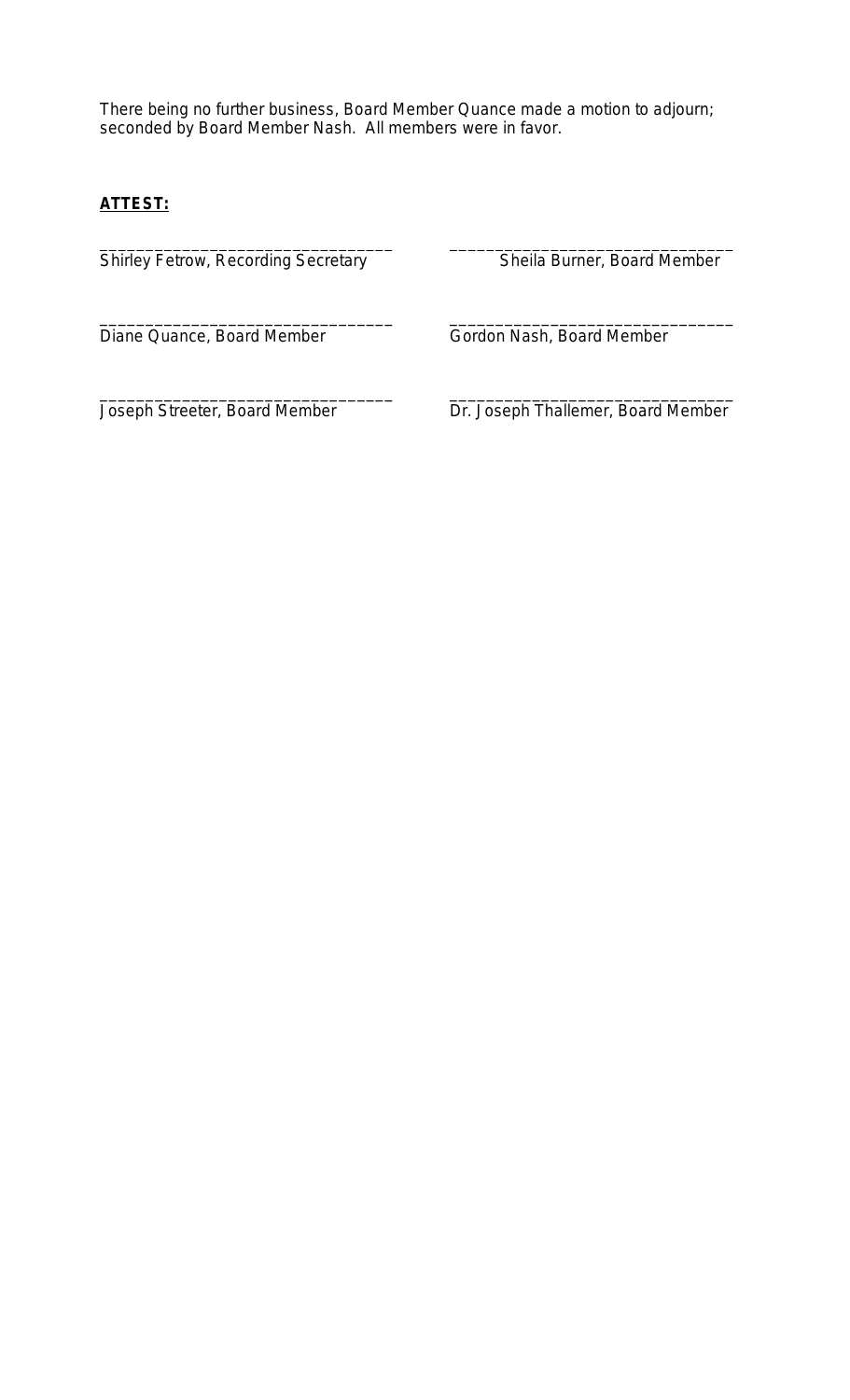There being no further business, Board Member Quance made a motion to adjourn; seconded by Board Member Nash. All members were in favor.

**ATTEST:**

| | |
|---|---|
| _______________________________ | _______________________________ |
| Shirley Fetrow, Recording Secretary | Sheila Burner, Board Member |
| _______________________________ | _______________________________ |
| Diane Quance, Board Member | Gordon Nash, Board Member |
| _______________________________ | _______________________________ |
| Joseph Streeter, Board Member | Dr. Joseph Thallemer, Board Member |